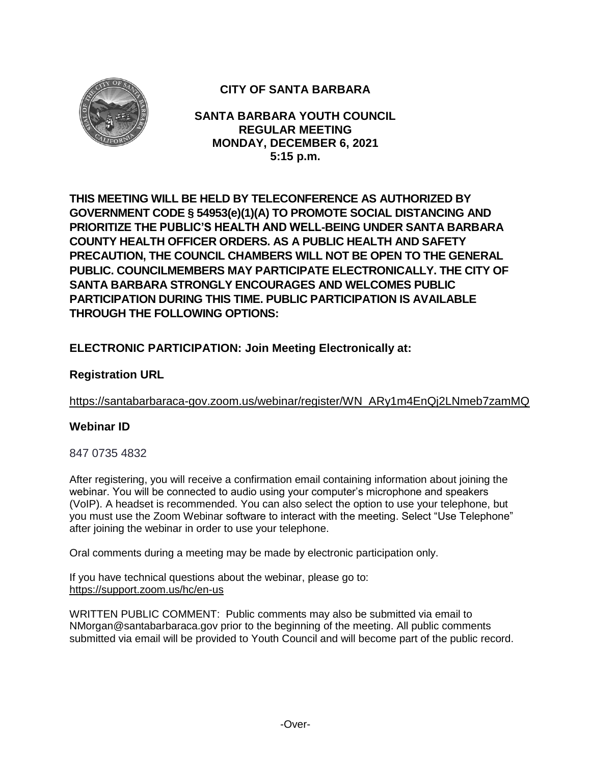# CITY OF SANTA BARBARA

## SANTA BARBARA YOUTH COUNCIL
## REGULAR MEETING
## MONDAY, DECEMBER 6, 2021
## 5:15 p.m.

**THIS MEETING WILL BE HELD BY TELECONFERENCE AS AUTHORIZED BY GOVERNMENT CODE § 54953(e)(1)(A) TO PROMOTE SOCIAL DISTANCING AND PRIORITIZE THE PUBLIC'S HEALTH AND WELL-BEING UNDER SANTA BARBARA COUNTY HEALTH OFFICER ORDERS. AS A PUBLIC HEALTH AND SAFETY PRECAUTION, THE COUNCIL CHAMBERS WILL NOT BE OPEN TO THE GENERAL PUBLIC. COUNCILMEMBERS MAY PARTICIPATE ELECTRONICALLY. THE CITY OF SANTA BARBARA STRONGLY ENCOURAGES AND WELCOMES PUBLIC PARTICIPATION DURING THIS TIME. PUBLIC PARTICIPATION IS AVAILABLE THROUGH THE FOLLOWING OPTIONS:**

**ELECTRONIC PARTICIPATION: Join Meeting Electronically at:**

**Registration URL**

https://santabarbaraca-gov.zoom.us/webinar/register/WN_ARy1m4EnQj2LNmeb7zamMQ

**Webinar ID**

847 0735 4832

After registering, you will receive a confirmation email containing information about joining the webinar. You will be connected to audio using your computer's microphone and speakers (VoIP). A headset is recommended. You can also select the option to use your telephone, but you must use the Zoom Webinar software to interact with the meeting. Select "Use Telephone" after joining the webinar in order to use your telephone.

Oral comments during a meeting may be made by electronic participation only.

If you have technical questions about the webinar, please go to:
https://support.zoom.us/hc/en-us

WRITTEN PUBLIC COMMENT: Public comments may also be submitted via email to NMorgan@santabarbaraca.gov prior to the beginning of the meeting. All public comments submitted via email will be provided to Youth Council and will become part of the public record.

-Over-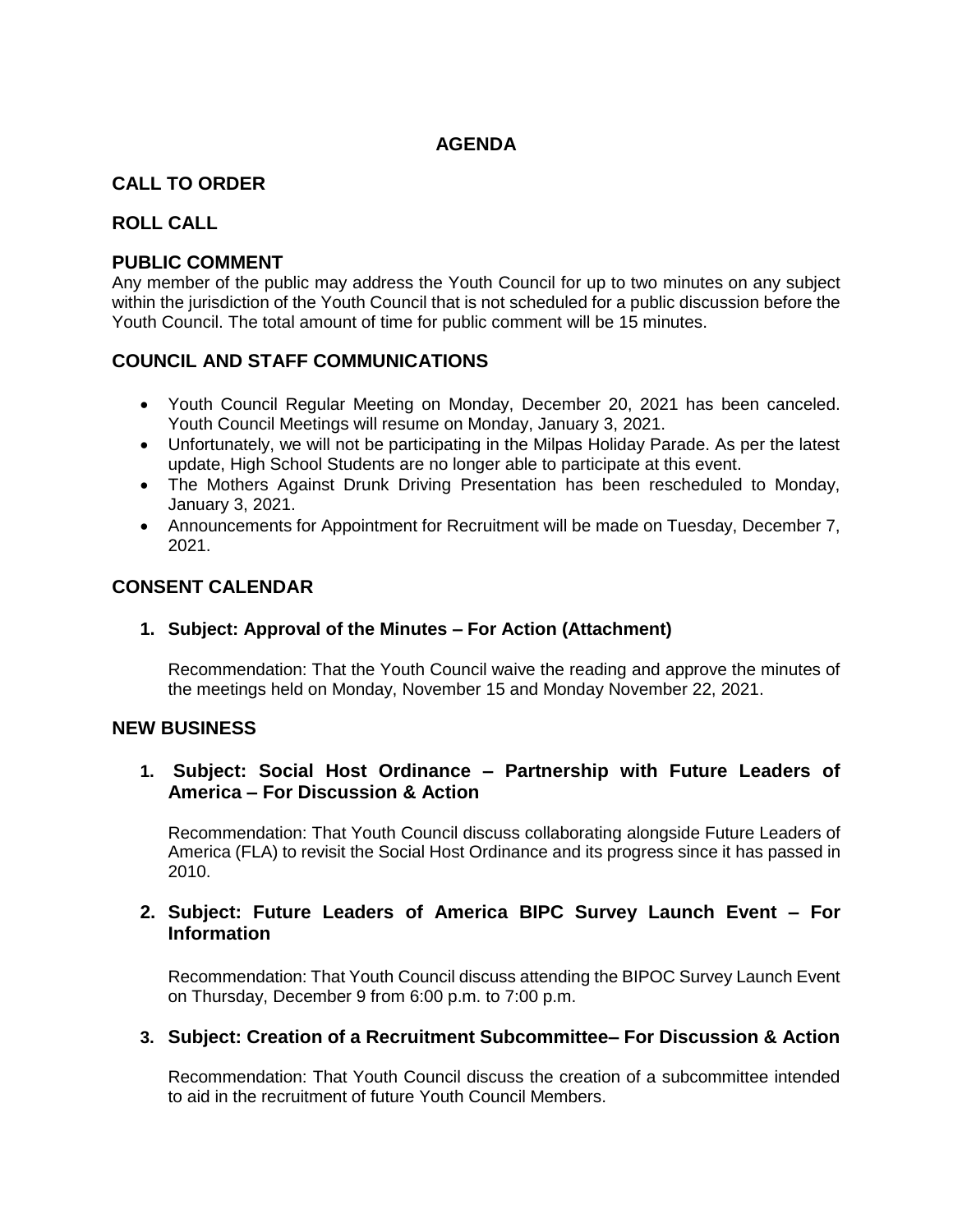# AGENDA

## CALL TO ORDER

## ROLL CALL

## PUBLIC COMMENT

Any member of the public may address the Youth Council for up to two minutes on any subject within the jurisdiction of the Youth Council that is not scheduled for a public discussion before the Youth Council. The total amount of time for public comment will be 15 minutes.

## COUNCIL AND STAFF COMMUNICATIONS

- Youth Council Regular Meeting on Monday, December 20, 2021 has been canceled. Youth Council Meetings will resume on Monday, January 3, 2021.
- Unfortunately, we will not be participating in the Milpas Holiday Parade. As per the latest update, High School Students are no longer able to participate at this event.
- The Mothers Against Drunk Driving Presentation has been rescheduled to Monday, January 3, 2021.
- Announcements for Appointment for Recruitment will be made on Tuesday, December 7, 2021.

## CONSENT CALENDAR

**1. Subject: Approval of the Minutes – For Action (Attachment)**

Recommendation: That the Youth Council waive the reading and approve the minutes of the meetings held on Monday, November 15 and Monday November 22, 2021.

## NEW BUSINESS

**1. Subject: Social Host Ordinance – Partnership with Future Leaders of America – For Discussion & Action**

Recommendation: That Youth Council discuss collaborating alongside Future Leaders of America (FLA) to revisit the Social Host Ordinance and its progress since it has passed in 2010.

**2. Subject: Future Leaders of America BIPC Survey Launch Event – For Information**

Recommendation: That Youth Council discuss attending the BIPOC Survey Launch Event on Thursday, December 9 from 6:00 p.m. to 7:00 p.m.

**3. Subject: Creation of a Recruitment Subcommittee– For Discussion & Action**

Recommendation: That Youth Council discuss the creation of a subcommittee intended to aid in the recruitment of future Youth Council Members.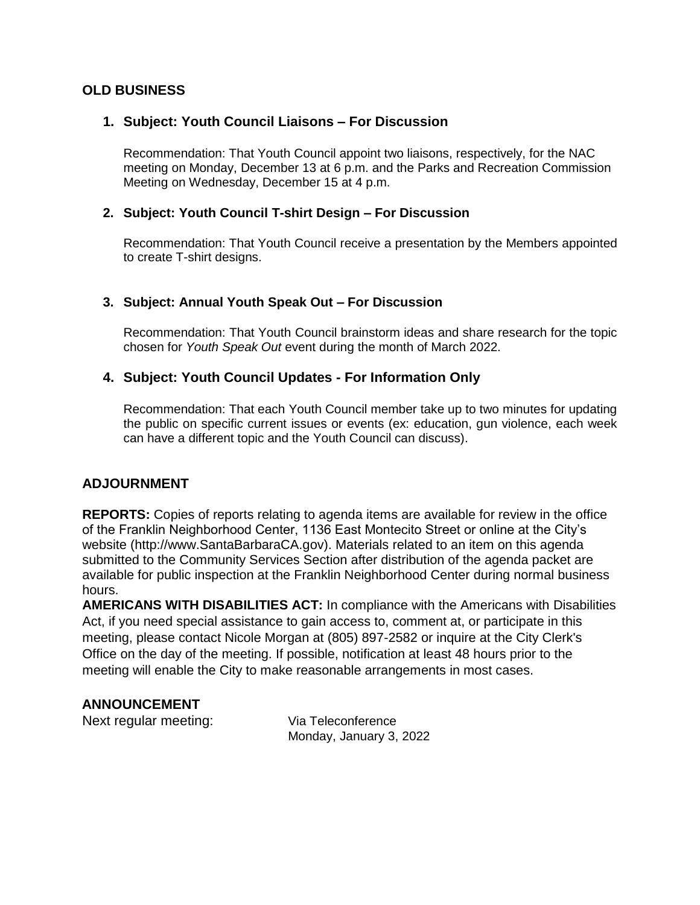## OLD BUSINESS

### 1. Subject: Youth Council Liaisons – For Discussion

Recommendation: That Youth Council appoint two liaisons, respectively, for the NAC meeting on Monday, December 13 at 6 p.m. and the Parks and Recreation Commission Meeting on Wednesday, December 15 at 4 p.m.

### 2. Subject: Youth Council T-shirt Design – For Discussion

Recommendation: That Youth Council receive a presentation by the Members appointed to create T-shirt designs.

### 3. Subject: Annual Youth Speak Out – For Discussion

Recommendation: That Youth Council brainstorm ideas and share research for the topic chosen for *Youth Speak Out* event during the month of March 2022.

### 4. Subject: Youth Council Updates - For Information Only

Recommendation: That each Youth Council member take up to two minutes for updating the public on specific current issues or events (ex: education, gun violence, each week can have a different topic and the Youth Council can discuss).

## ADJOURNMENT

**REPORTS:** Copies of reports relating to agenda items are available for review in the office of the Franklin Neighborhood Center, 1136 East Montecito Street or online at the City's website (http://www.SantaBarbaraCA.gov). Materials related to an item on this agenda submitted to the Community Services Section after distribution of the agenda packet are available for public inspection at the Franklin Neighborhood Center during normal business hours.

**AMERICANS WITH DISABILITIES ACT:** In compliance with the Americans with Disabilities Act, if you need special assistance to gain access to, comment at, or participate in this meeting, please contact Nicole Morgan at (805) 897-2582 or inquire at the City Clerk's Office on the day of the meeting. If possible, notification at least 48 hours prior to the meeting will enable the City to make reasonable arrangements in most cases.

## ANNOUNCEMENT

Next regular meeting: Via Teleconference
Monday, January 3, 2022